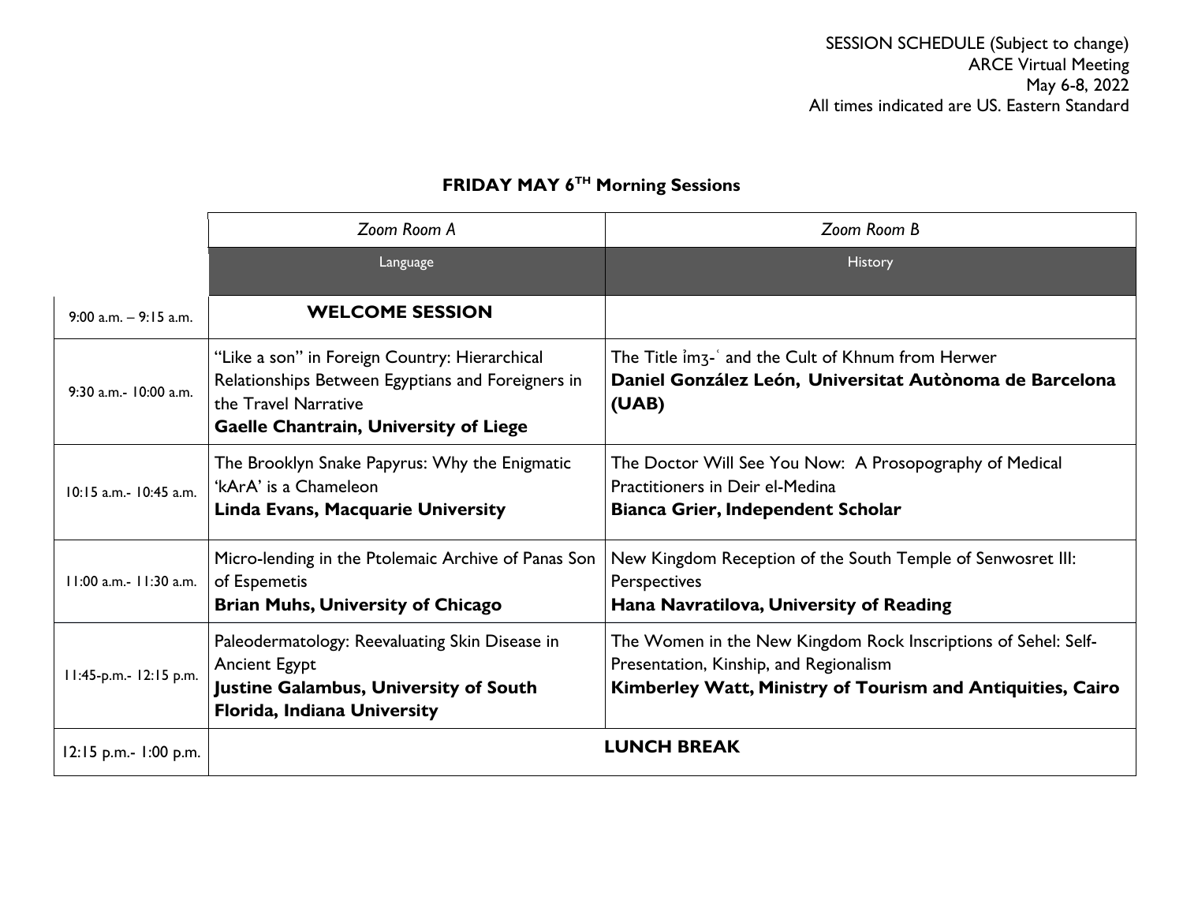SESSION SCHEDULE (Subject to change)
ARCE Virtual Meeting
May 6-8, 2022
All times indicated are US. Eastern Standard

## FRIDAY MAY 6TH Morning Sessions

| | *Zoom Room A* | *Zoom Room B* |
|---|---|---|
| | Language | History |
| 9:00 a.m. – 9:15 a.m. | **WELCOME SESSION** | |
| 9:30 a.m.- 10:00 a.m. | "Like a son" in Foreign Country: Hierarchical Relationships Between Egyptians and Foreigners in the Travel Narrative **Gaelle Chantrain, University of Liege** | The Title ỉmꜣ-ꜥ and the Cult of Khnum from Herwer **Daniel González León, Universitat Autònoma de Barcelona (UAB)** |
| 10:15 a.m.- 10:45 a.m. | The Brooklyn Snake Papyrus: Why the Enigmatic 'kArA' is a Chameleon **Linda Evans, Macquarie University** | The Doctor Will See You Now: A Prosopography of Medical Practitioners in Deir el-Medina **Bianca Grier, Independent Scholar** |
| 11:00 a.m.- 11:30 a.m. | Micro-lending in the Ptolemaic Archive of Panas Son of Espemetis **Brian Muhs, University of Chicago** | New Kingdom Reception of the South Temple of Senwosret III: Perspectives **Hana Navratilova, University of Reading** |
| 11:45-p.m.- 12:15 p.m. | Paleodermatology: Reevaluating Skin Disease in Ancient Egypt **Justine Galambus, University of South Florida, Indiana University** | The Women in the New Kingdom Rock Inscriptions of Sehel: Self-Presentation, Kinship, and Regionalism **Kimberley Watt, Ministry of Tourism and Antiquities, Cairo** |
| 12:15 p.m.- 1:00 p.m. | **LUNCH BREAK** | |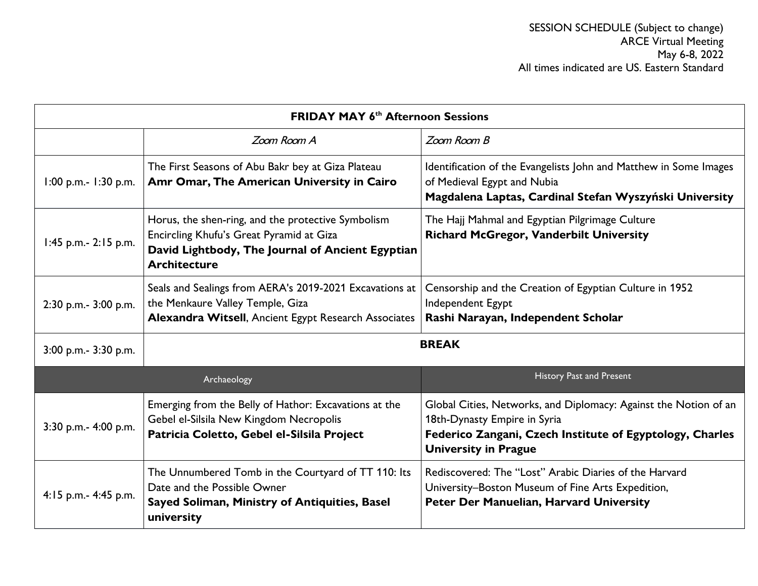SESSION SCHEDULE (Subject to change)
ARCE Virtual Meeting
May 6-8, 2022
All times indicated are US. Eastern Standard

| FRIDAY MAY 6th Afternoon Sessions | | |
|---|---|---|
| | *Zoom Room A* | *Zoom Room B* |
| 1:00 p.m.- 1:30 p.m. | The First Seasons of Abu Bakr bey at Giza Plateau **Amr Omar, The American University in Cairo** | Identification of the Evangelists John and Matthew in Some Images of Medieval Egypt and Nubia **Magdalena Laptas, Cardinal Stefan Wyszyński University** |
| 1:45 p.m.- 2:15 p.m. | Horus, the shen-ring, and the protective Symbolism Encircling Khufu's Great Pyramid at Giza **David Lightbody, The Journal of Ancient Egyptian Architecture** | The Hajj Mahmal and Egyptian Pilgrimage Culture **Richard McGregor, Vanderbilt University** |
| 2:30 p.m.- 3:00 p.m. | Seals and Sealings from AERA's 2019-2021 Excavations at the Menkaure Valley Temple, Giza **Alexandra Witsell**, Ancient Egypt Research Associates | Censorship and the Creation of Egyptian Culture in 1952 Independent Egypt **Rashi Narayan, Independent Scholar** |
| 3:00 p.m.- 3:30 p.m. | **BREAK** | |
| Archaeology | | History Past and Present |
| 3:30 p.m.- 4:00 p.m. | Emerging from the Belly of Hathor: Excavations at the Gebel el-Silsila New Kingdom Necropolis **Patricia Coletto, Gebel el-Silsila Project** | Global Cities, Networks, and Diplomacy: Against the Notion of an 18th-Dynasty Empire in Syria **Federico Zangani, Czech Institute of Egyptology, Charles University in Prague** |
| 4:15 p.m.- 4:45 p.m. | The Unnumbered Tomb in the Courtyard of TT 110: Its Date and the Possible Owner **Sayed Soliman, Ministry of Antiquities, Basel university** | Rediscovered: The "Lost" Arabic Diaries of the Harvard University–Boston Museum of Fine Arts Expedition, **Peter Der Manuelian, Harvard University** |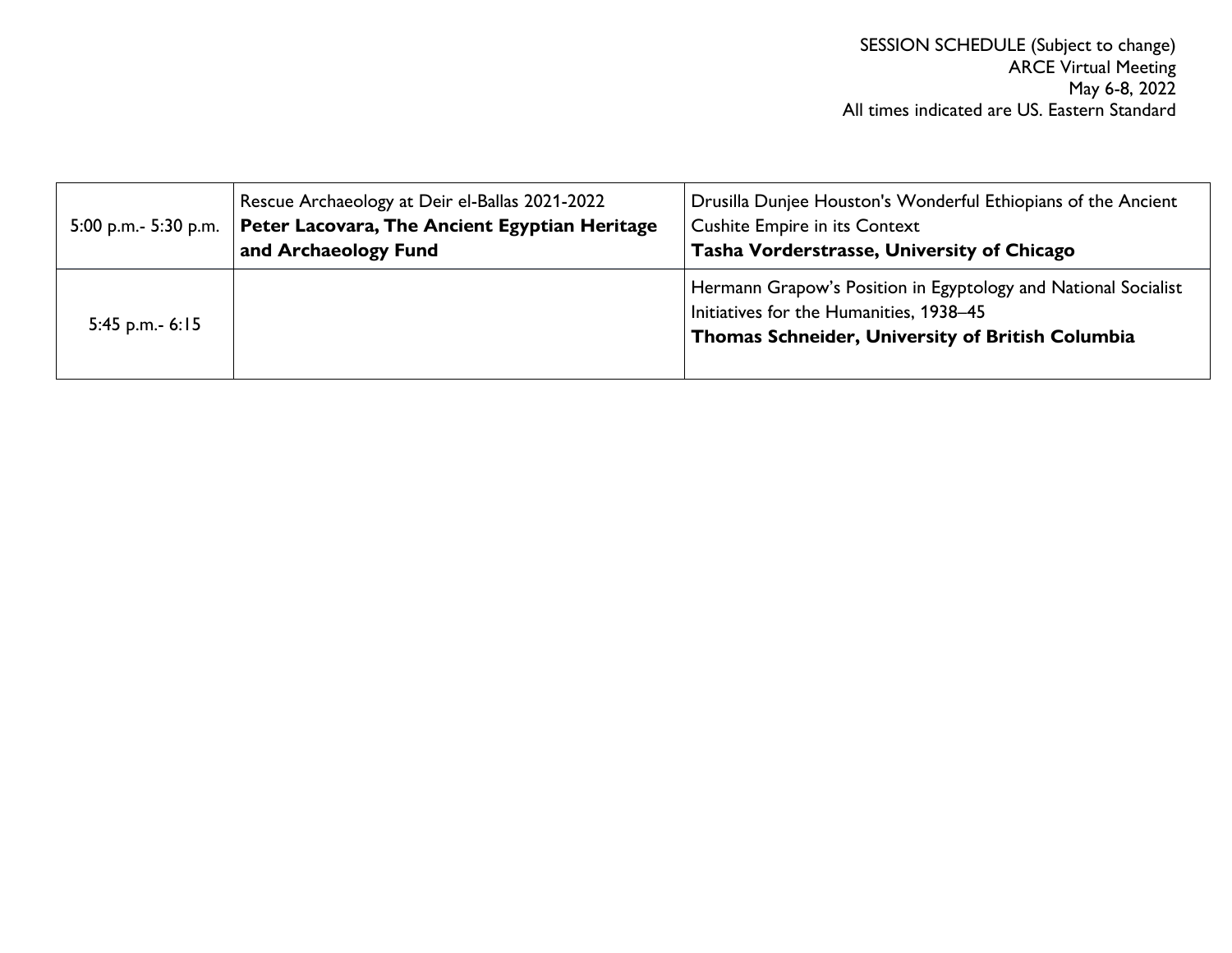| 5:00 p.m.- 5:30 p.m. | Rescue Archaeology at Deir el-Ballas 2021-2022<br>**Peter Lacovara, The Ancient Egyptian Heritage and Archaeology Fund** | Drusilla Dunjee Houston's Wonderful Ethiopians of the Ancient Cushite Empire in its Context<br>**Tasha Vorderstrasse, University of Chicago** |
| --- | --- | --- |
| 5:45 p.m.- 6:15 | | Hermann Grapow's Position in Egyptology and National Socialist Initiatives for the Humanities, 1938–45<br>**Thomas Schneider, University of British Columbia** |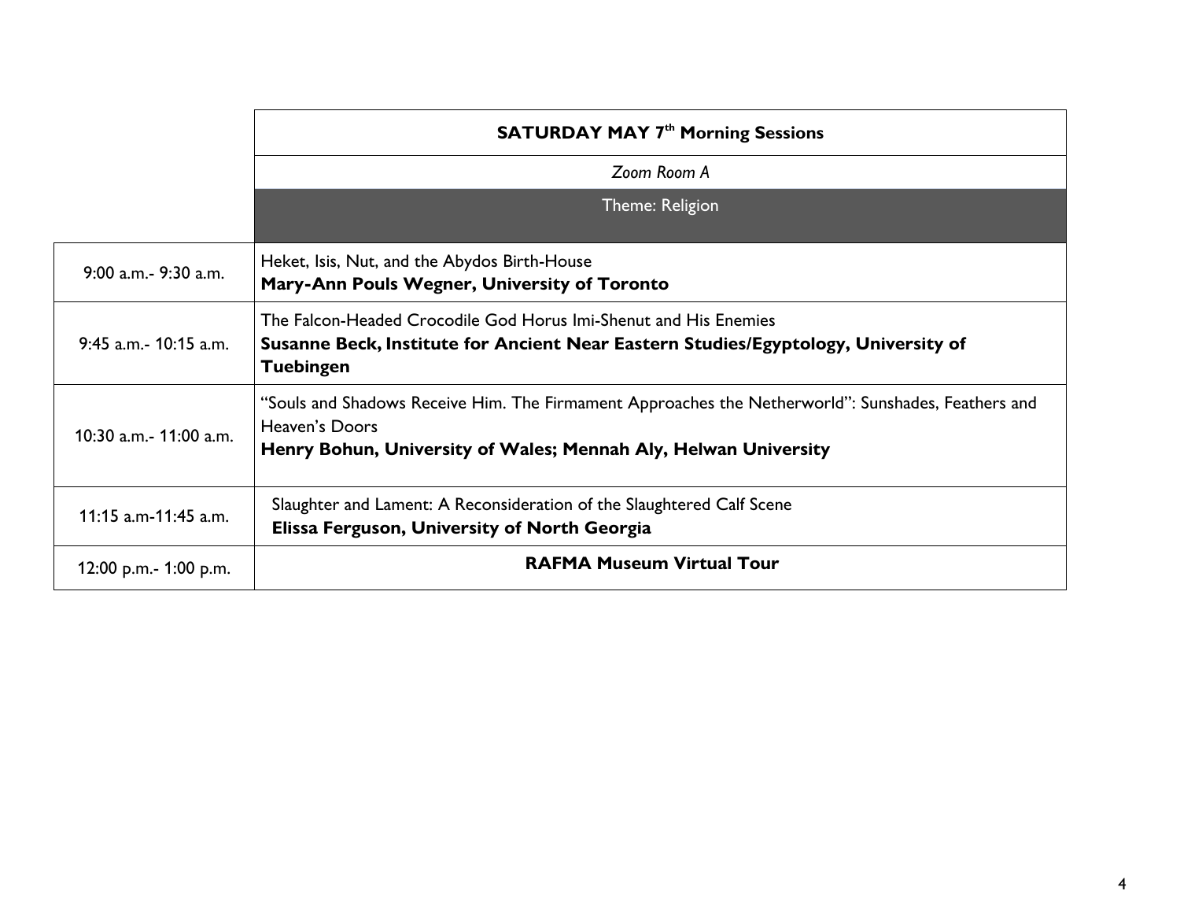| | SATURDAY MAY 7th Morning Sessions |
|---|---|
| | *Zoom Room A* |
| | Theme: Religion |
| 9:00 a.m.- 9:30 a.m. | Heket, Isis, Nut, and the Abydos Birth-House<br>**Mary-Ann Pouls Wegner, University of Toronto** |
| 9:45 a.m.- 10:15 a.m. | The Falcon-Headed Crocodile God Horus Imi-Shenut and His Enemies<br>**Susanne Beck, Institute for Ancient Near Eastern Studies/Egyptology, University of Tuebingen** |
| 10:30 a.m.- 11:00 a.m. | "Souls and Shadows Receive Him. The Firmament Approaches the Netherworld": Sunshades, Feathers and Heaven's Doors<br>**Henry Bohun, University of Wales; Mennah Aly, Helwan University** |
| 11:15 a.m-11:45 a.m. | Slaughter and Lament: A Reconsideration of the Slaughtered Calf Scene<br>**Elissa Ferguson, University of North Georgia** |
| 12:00 p.m.- 1:00 p.m. | **RAFMA Museum Virtual Tour** |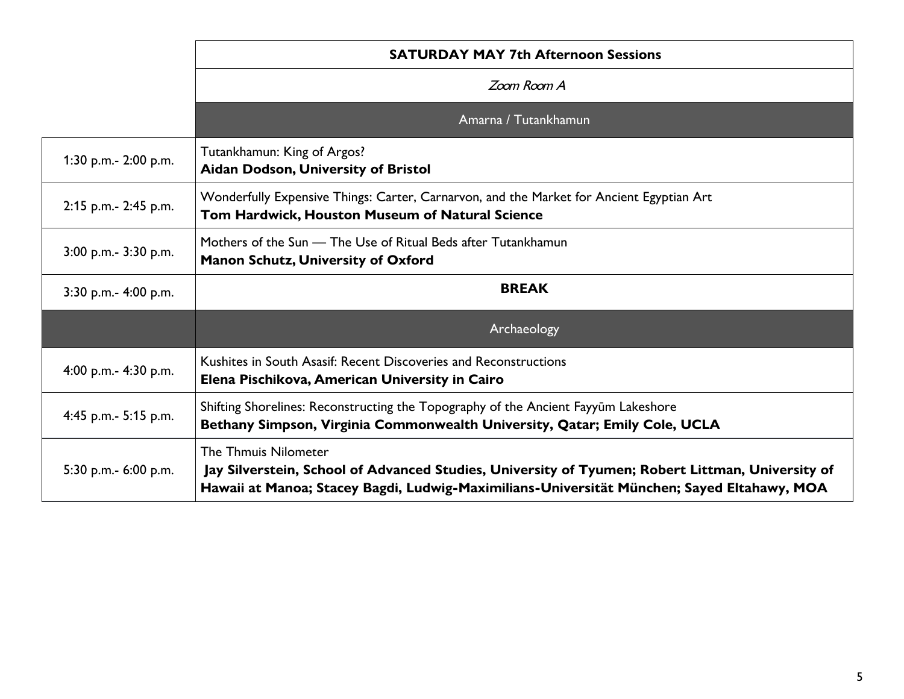| | SATURDAY MAY 7th Afternoon Sessions |
|---|---|
| | *Zoom Room A* |
| | Amarna / Tutankhamun |
| 1:30 p.m.- 2:00 p.m. | Tutankhamun: King of Argos?<br>**Aidan Dodson, University of Bristol** |
| 2:15 p.m.- 2:45 p.m. | Wonderfully Expensive Things: Carter, Carnarvon, and the Market for Ancient Egyptian Art<br>**Tom Hardwick, Houston Museum of Natural Science** |
| 3:00 p.m.- 3:30 p.m. | Mothers of the Sun — The Use of Ritual Beds after Tutankhamun<br>**Manon Schutz, University of Oxford** |
| 3:30 p.m.- 4:00 p.m. | **BREAK** |
| | Archaeology |
| 4:00 p.m.- 4:30 p.m. | Kushites in South Asasif: Recent Discoveries and Reconstructions<br>**Elena Pischikova, American University in Cairo** |
| 4:45 p.m.- 5:15 p.m. | Shifting Shorelines: Reconstructing the Topography of the Ancient Fayyūm Lakeshore<br>**Bethany Simpson, Virginia Commonwealth University, Qatar; Emily Cole, UCLA** |
| 5:30 p.m.- 6:00 p.m. | The Thmuis Nilometer<br>**Jay Silverstein, School of Advanced Studies, University of Tyumen; Robert Littman, University of Hawaii at Manoa; Stacey Bagdi, Ludwig-Maximilians-Universität München; Sayed Eltahawy, MOA** |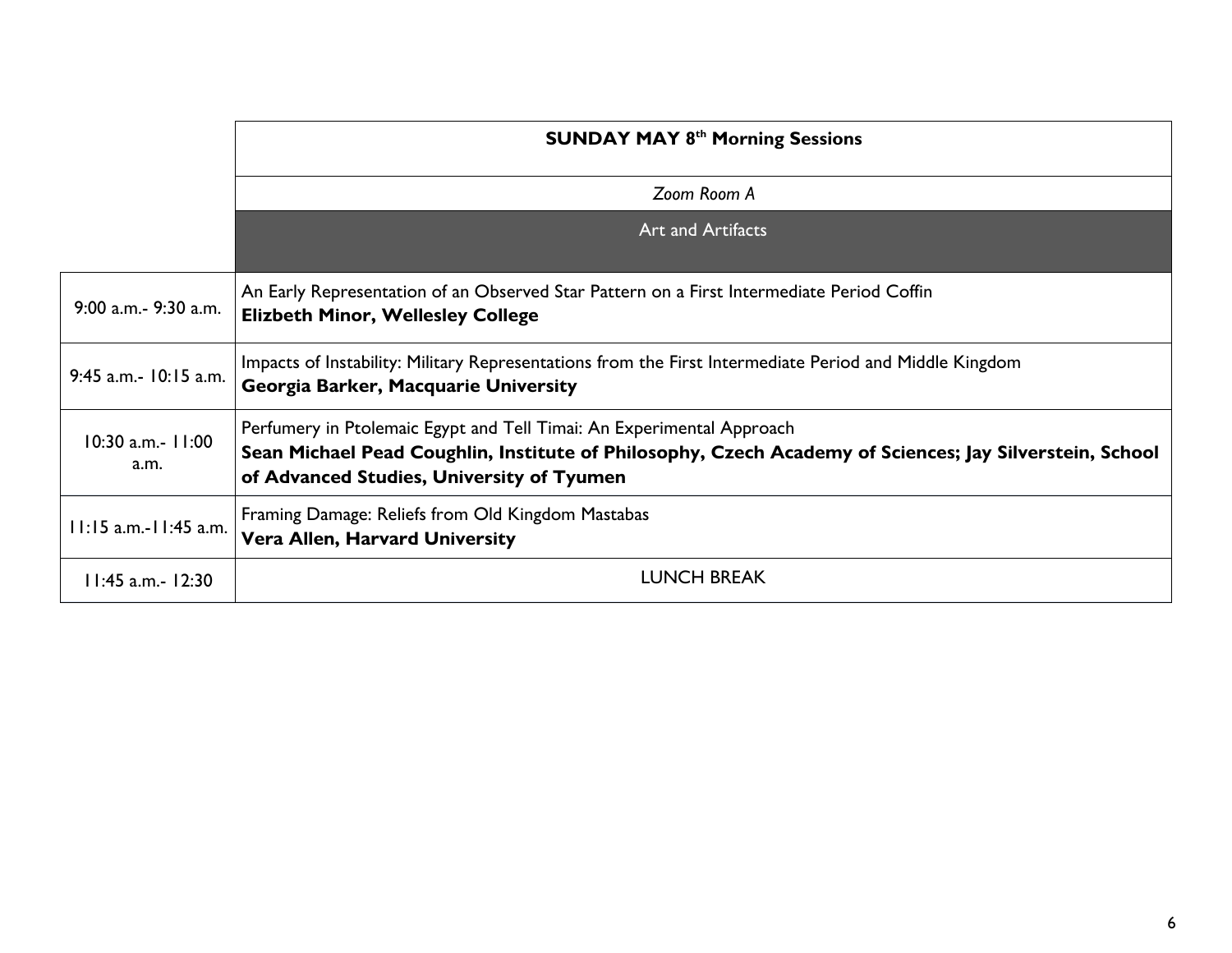| | **SUNDAY MAY 8th Morning Sessions** |
|---|---|
| | *Zoom Room A* |
| | Art and Artifacts |
| 9:00 a.m.- 9:30 a.m. | An Early Representation of an Observed Star Pattern on a First Intermediate Period Coffin<br>**Elizbeth Minor, Wellesley College** |
| 9:45 a.m.- 10:15 a.m. | Impacts of Instability: Military Representations from the First Intermediate Period and Middle Kingdom<br>**Georgia Barker, Macquarie University** |
| 10:30 a.m.- 11:00 a.m. | Perfumery in Ptolemaic Egypt and Tell Timai: An Experimental Approach<br>**Sean Michael Pead Coughlin, Institute of Philosophy, Czech Academy of Sciences; Jay Silverstein, School of Advanced Studies, University of Tyumen** |
| 11:15 a.m.-11:45 a.m. | Framing Damage: Reliefs from Old Kingdom Mastabas<br>**Vera Allen, Harvard University** |
| 11:45 a.m.- 12:30 | LUNCH BREAK |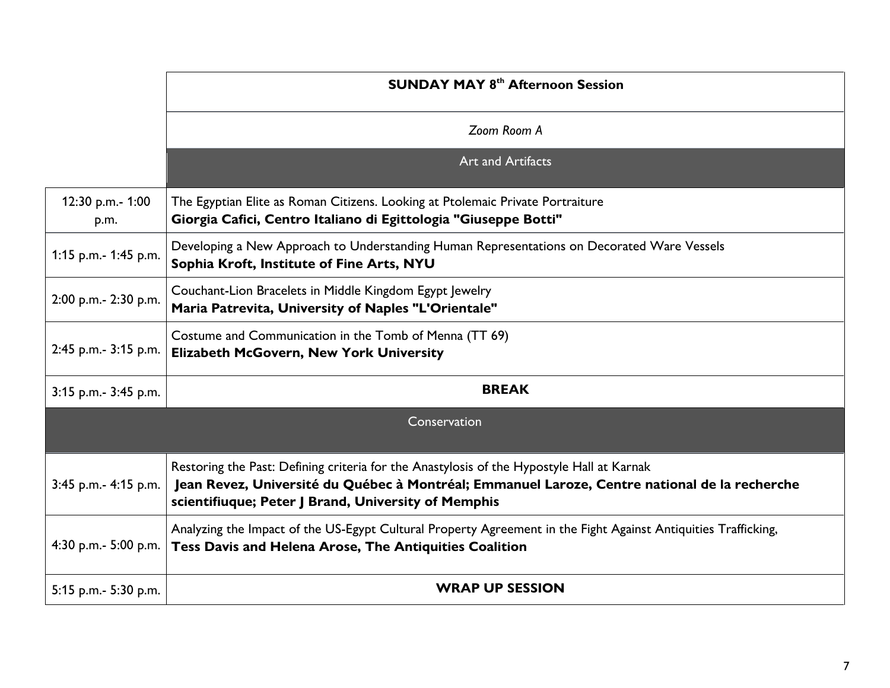| | SUNDAY MAY 8th Afternoon Session |
|---|---|
| | *Zoom Room A* |
| | Art and Artifacts |
| 12:30 p.m.- 1:00 p.m. | The Egyptian Elite as Roman Citizens. Looking at Ptolemaic Private Portraiture **Giorgia Cafici, Centro Italiano di Egittologia "Giuseppe Botti"** |
| 1:15 p.m.- 1:45 p.m. | Developing a New Approach to Understanding Human Representations on Decorated Ware Vessels **Sophia Kroft, Institute of Fine Arts, NYU** |
| 2:00 p.m.- 2:30 p.m. | Couchant-Lion Bracelets in Middle Kingdom Egypt Jewelry **Maria Patrevita, University of Naples "L'Orientale"** |
| 2:45 p.m.- 3:15 p.m. | Costume and Communication in the Tomb of Menna (TT 69) **Elizabeth McGovern, New York University** |
| 3:15 p.m.- 3:45 p.m. | **BREAK** |
| Conservation | |
| 3:45 p.m.- 4:15 p.m. | Restoring the Past: Defining criteria for the Anastylosis of the Hypostyle Hall at Karnak **Jean Revez, Université du Québec à Montréal; Emmanuel Laroze, Centre national de la recherche scientifiuque; Peter J Brand, University of Memphis** |
| 4:30 p.m.- 5:00 p.m. | Analyzing the Impact of the US-Egypt Cultural Property Agreement in the Fight Against Antiquities Trafficking, **Tess Davis and Helena Arose, The Antiquities Coalition** |
| 5:15 p.m.- 5:30 p.m. | **WRAP UP SESSION** |